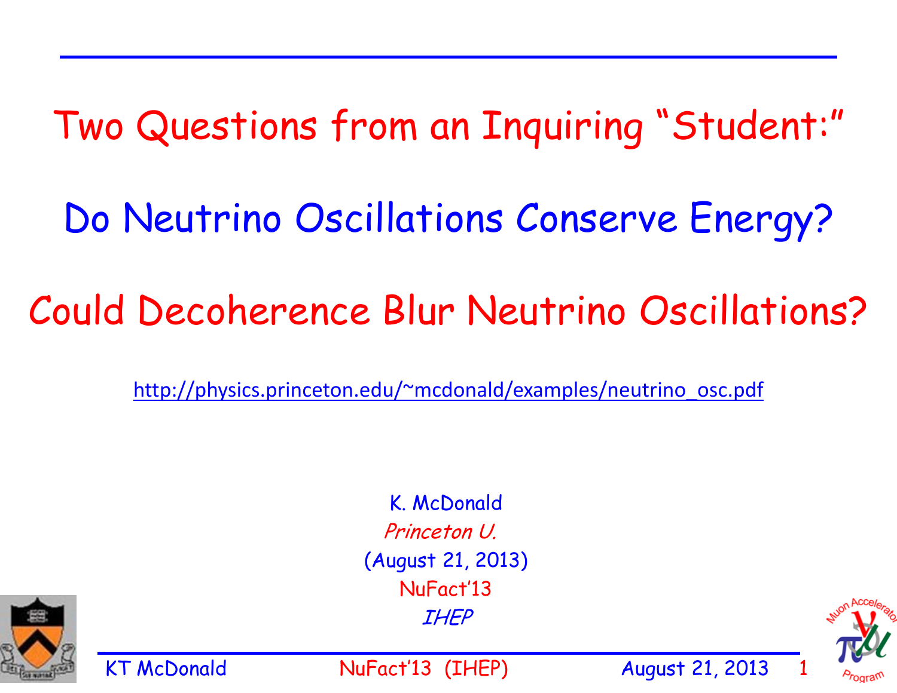# Two Questions from an Inquiring "Student:"

## Do Neutrino Oscillations Conserve Energy?

## Could Decoherence Blur Neutrino Oscillations?

http://physics.princeton.edu/~mcdonald/examples/neutrino_osc.pdf

K. McDonald

*Princeton U.*

(August 21, 2013)

NuFact'13

*IHEP*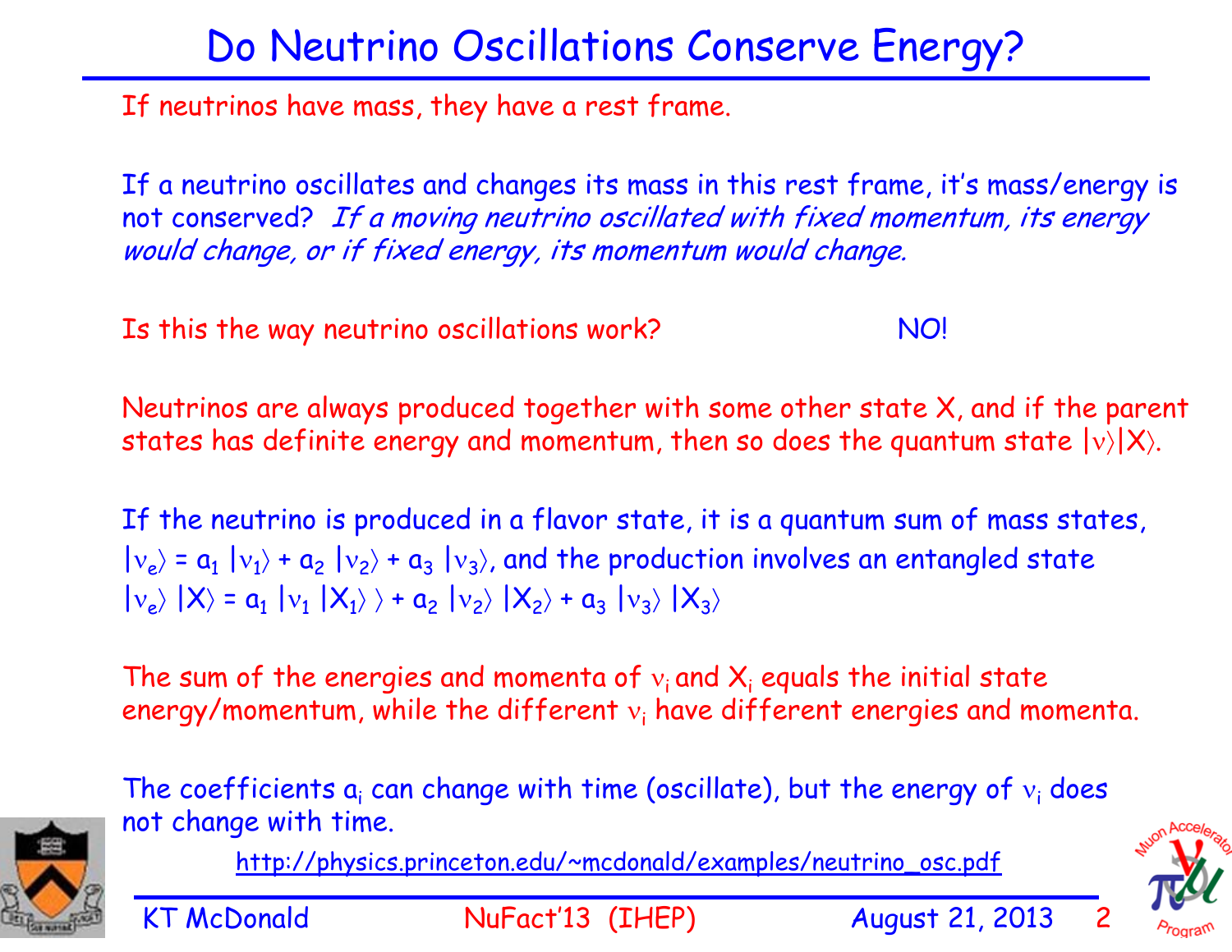# Do Neutrino Oscillations Conserve Energy?

If neutrinos have mass, they have a rest frame.

If a neutrino oscillates and changes its mass in this rest frame, it's mass/energy is not conserved? *If a moving neutrino oscillated with fixed momentum, its energy would change, or if fixed energy, its momentum would change.*

Is this the way neutrino oscillations work? NO!

Neutrinos are always produced together with some other state X, and if the parent states has definite energy and momentum, then so does the quantum state $|\nu\rangle|X\rangle$.

If the neutrino is produced in a flavor state, it is a quantum sum of mass states, $|\nu_e\rangle = a_1\,|\nu_1\rangle + a_2\,|\nu_2\rangle + a_3\,|\nu_3\rangle$, and the production involves an entangled state $|\nu_e\rangle\,|X\rangle = a_1\,|\nu_1\,|X_1\rangle\,\rangle + a_2\,|\nu_2\rangle\,|X_2\rangle + a_3\,|\nu_3\rangle\,|X_3\rangle$

The sum of the energies and momenta of $\nu_i$ and $X_i$ equals the initial state energy/momentum, while the different $\nu_i$ have different energies and momenta.

The coefficients $a_i$ can change with time (oscillate), but the energy of $\nu_i$ does not change with time.

http://physics.princeton.edu/~mcdonald/examples/neutrino_osc.pdf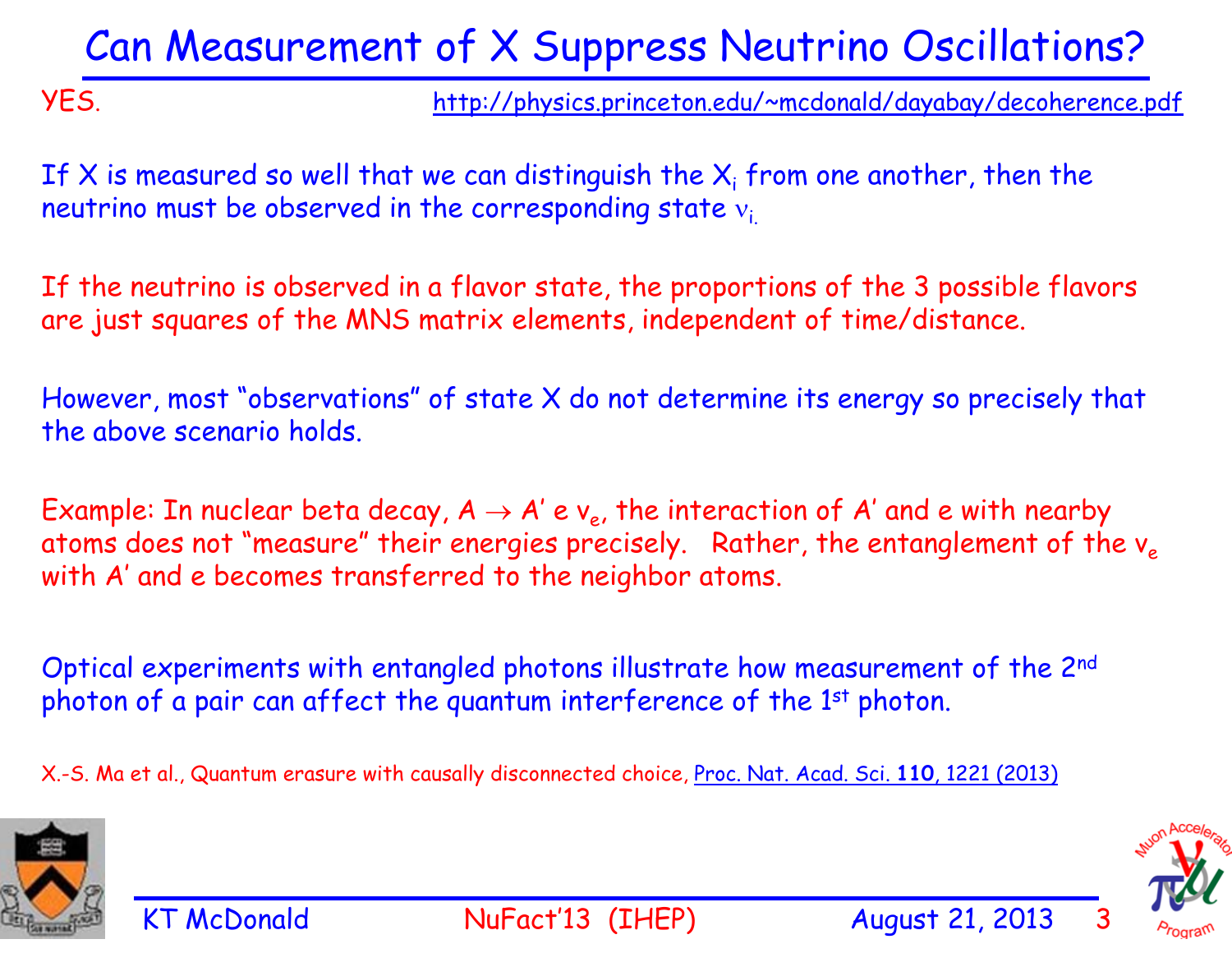# Can Measurement of X Suppress Neutrino Oscillations?

YES. http://physics.princeton.edu/~mcdonald/dayabay/decoherence.pdf

If X is measured so well that we can distinguish the $X_i$ from one another, then the neutrino must be observed in the corresponding state $\nu_i$.

If the neutrino is observed in a flavor state, the proportions of the 3 possible flavors are just squares of the MNS matrix elements, independent of time/distance.

However, most "observations" of state X do not determine its energy so precisely that the above scenario holds.

Example: In nuclear beta decay, $A \to A' \, e \, \nu_e$, the interaction of $A'$ and $e$ with nearby atoms does not "measure" their energies precisely. Rather, the entanglement of the $\nu_e$ with $A'$ and $e$ becomes transferred to the neighbor atoms.

Optical experiments with entangled photons illustrate how measurement of the 2nd photon of a pair can affect the quantum interference of the 1st photon.

X.-S. Ma et al., Quantum erasure with causally disconnected choice, Proc. Nat. Acad. Sci. **110**, 1221 (2013)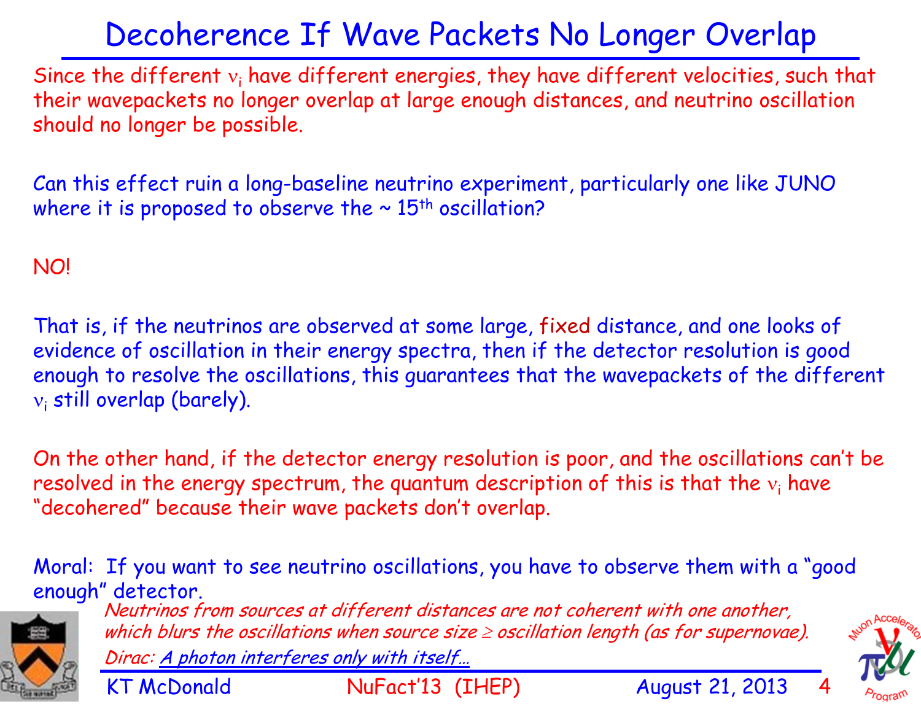# Decoherence If Wave Packets No Longer Overlap

Since the different $\nu_i$ have different energies, they have different velocities, such that their wavepackets no longer overlap at large enough distances, and neutrino oscillation should no longer be possible.

Can this effect ruin a long-baseline neutrino experiment, particularly one like JUNO where it is proposed to observe the ~ $15^{th}$ oscillation?

NO!

That is, if the neutrinos are observed at some large, fixed distance, and one looks of evidence of oscillation in their energy spectra, then if the detector resolution is good enough to resolve the oscillations, this guarantees that the wavepackets of the different $\nu_i$ still overlap (barely).

On the other hand, if the detector energy resolution is poor, and the oscillations can't be resolved in the energy spectrum, the quantum description of this is that the $\nu_i$ have "decohered" because their wave packets don't overlap.

Moral: If you want to see neutrino oscillations, you have to observe them with a "good enough" detector.

*Neutrinos from sources at different distances are not coherent with one another, which blurs the oscillations when source size ≥ oscillation length (as for supernovae).*

*Dirac: A photon interferes only with itself…*